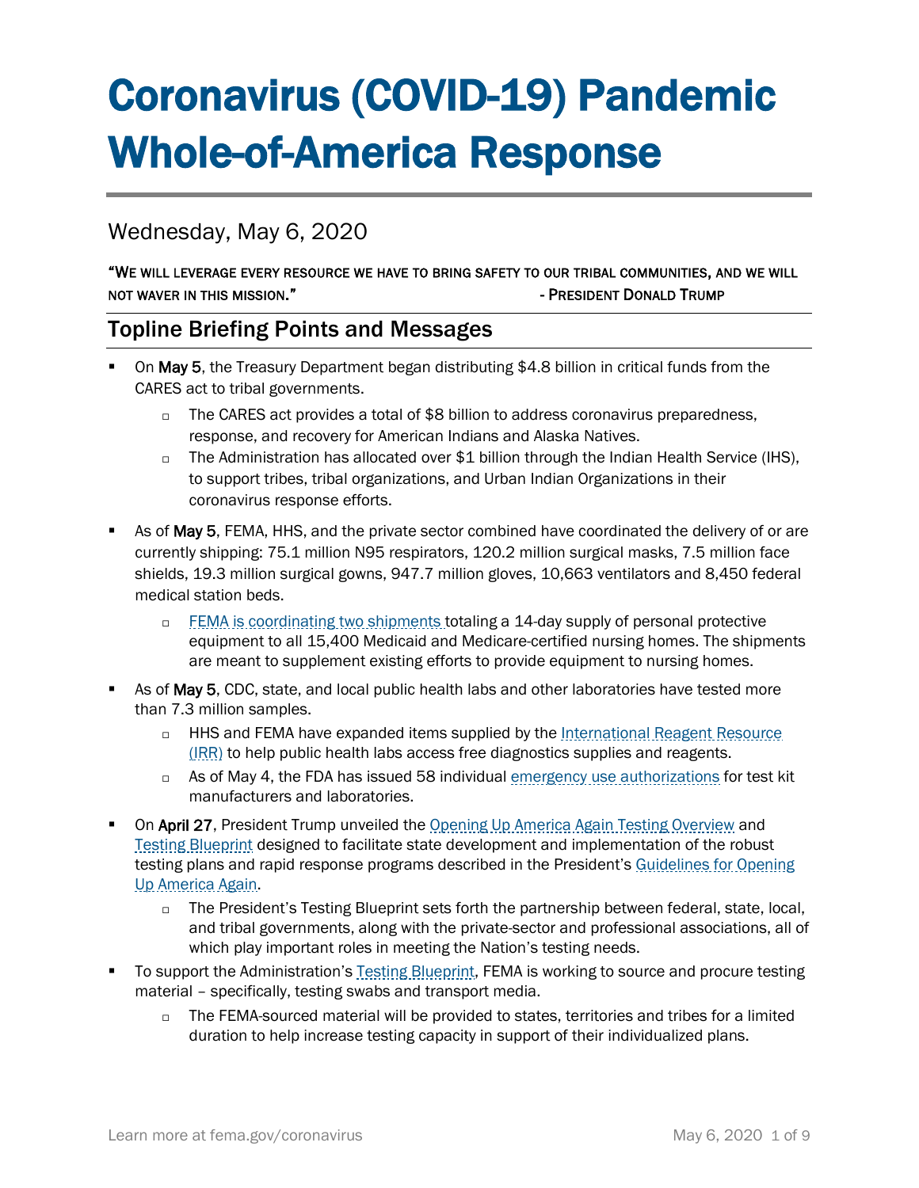# Coronavirus (COVID-19) Pandemic Whole-of-America Response

Wednesday, May 6, 2020

"WE WILL LEVERAGE EVERY RESOURCE WE HAVE TO BRING SAFETY TO OUR TRIBAL COMMUNITIES, AND WE WILL NOT WAVER IN THIS MISSION." - PRESIDENT DONALD TRUMP

## Topline Briefing Points and Messages

- On **May 5**, the Treasury Department began distributing $4.8 billion in critical funds from the CARES act to tribal governments.
  - The CARES act provides a total of $8 billion to address coronavirus preparedness, response, and recovery for American Indians and Alaska Natives.
  - The Administration has allocated over $1 billion through the Indian Health Service (IHS), to support tribes, tribal organizations, and Urban Indian Organizations in their coronavirus response efforts.
- As of **May 5**, FEMA, HHS, and the private sector combined have coordinated the delivery of or are currently shipping: 75.1 million N95 respirators, 120.2 million surgical masks, 7.5 million face shields, 19.3 million surgical gowns, 947.7 million gloves, 10,663 ventilators and 8,450 federal medical station beds.
  - FEMA is coordinating two shipments totaling a 14-day supply of personal protective equipment to all 15,400 Medicaid and Medicare-certified nursing homes. The shipments are meant to supplement existing efforts to provide equipment to nursing homes.
- As of **May 5**, CDC, state, and local public health labs and other laboratories have tested more than 7.3 million samples.
  - HHS and FEMA have expanded items supplied by the International Reagent Resource (IRR) to help public health labs access free diagnostics supplies and reagents.
  - As of May 4, the FDA has issued 58 individual emergency use authorizations for test kit manufacturers and laboratories.
- On **April 27**, President Trump unveiled the Opening Up America Again Testing Overview and Testing Blueprint designed to facilitate state development and implementation of the robust testing plans and rapid response programs described in the President's Guidelines for Opening Up America Again.
  - The President's Testing Blueprint sets forth the partnership between federal, state, local, and tribal governments, along with the private-sector and professional associations, all of which play important roles in meeting the Nation's testing needs.
- To support the Administration's Testing Blueprint, FEMA is working to source and procure testing material – specifically, testing swabs and transport media.
  - The FEMA-sourced material will be provided to states, territories and tribes for a limited duration to help increase testing capacity in support of their individualized plans.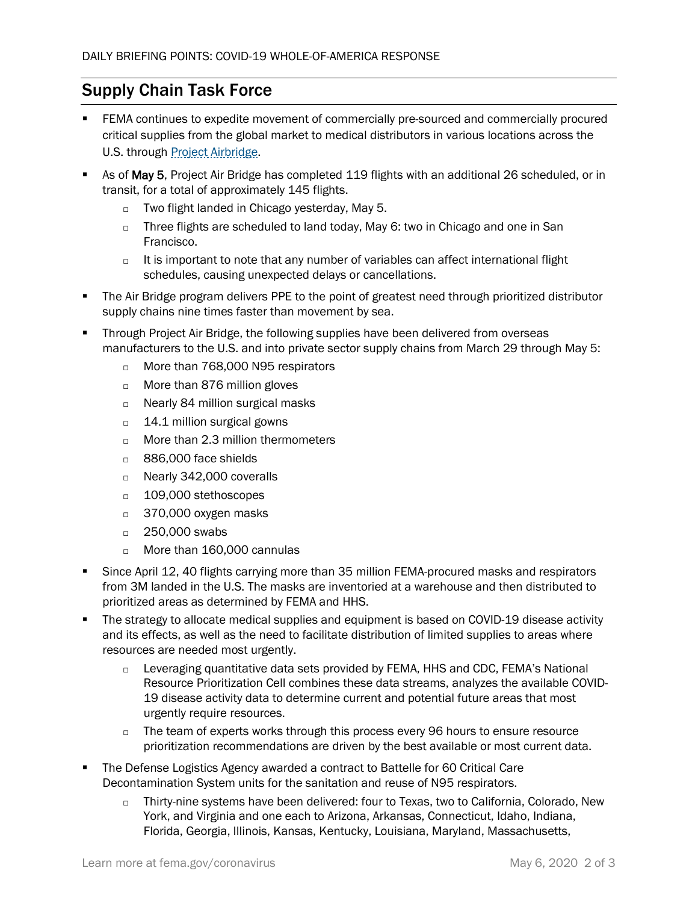## Supply Chain Task Force

- FEMA continues to expedite movement of commercially pre-sourced and commercially procured critical supplies from the global market to medical distributors in various locations across the U.S. through Project Airbridge.
- As of **May 5**, Project Air Bridge has completed 119 flights with an additional 26 scheduled, or in transit, for a total of approximately 145 flights.
  - Two flight landed in Chicago yesterday, May 5.
  - Three flights are scheduled to land today, May 6: two in Chicago and one in San Francisco.
  - It is important to note that any number of variables can affect international flight schedules, causing unexpected delays or cancellations.
- The Air Bridge program delivers PPE to the point of greatest need through prioritized distributor supply chains nine times faster than movement by sea.
- Through Project Air Bridge, the following supplies have been delivered from overseas manufacturers to the U.S. and into private sector supply chains from March 29 through May 5:
  - More than 768,000 N95 respirators
  - More than 876 million gloves
  - Nearly 84 million surgical masks
  - 14.1 million surgical gowns
  - More than 2.3 million thermometers
  - 886,000 face shields
  - Nearly 342,000 coveralls
  - 109,000 stethoscopes
  - 370,000 oxygen masks
  - 250,000 swabs
  - More than 160,000 cannulas
- Since April 12, 40 flights carrying more than 35 million FEMA-procured masks and respirators from 3M landed in the U.S. The masks are inventoried at a warehouse and then distributed to prioritized areas as determined by FEMA and HHS.
- The strategy to allocate medical supplies and equipment is based on COVID-19 disease activity and its effects, as well as the need to facilitate distribution of limited supplies to areas where resources are needed most urgently.
  - Leveraging quantitative data sets provided by FEMA, HHS and CDC, FEMA's National Resource Prioritization Cell combines these data streams, analyzes the available COVID-19 disease activity data to determine current and potential future areas that most urgently require resources.
  - The team of experts works through this process every 96 hours to ensure resource prioritization recommendations are driven by the best available or most current data.
- The Defense Logistics Agency awarded a contract to Battelle for 60 Critical Care Decontamination System units for the sanitation and reuse of N95 respirators.
  - Thirty-nine systems have been delivered: four to Texas, two to California, Colorado, New York, and Virginia and one each to Arizona, Arkansas, Connecticut, Idaho, Indiana, Florida, Georgia, Illinois, Kansas, Kentucky, Louisiana, Maryland, Massachusetts,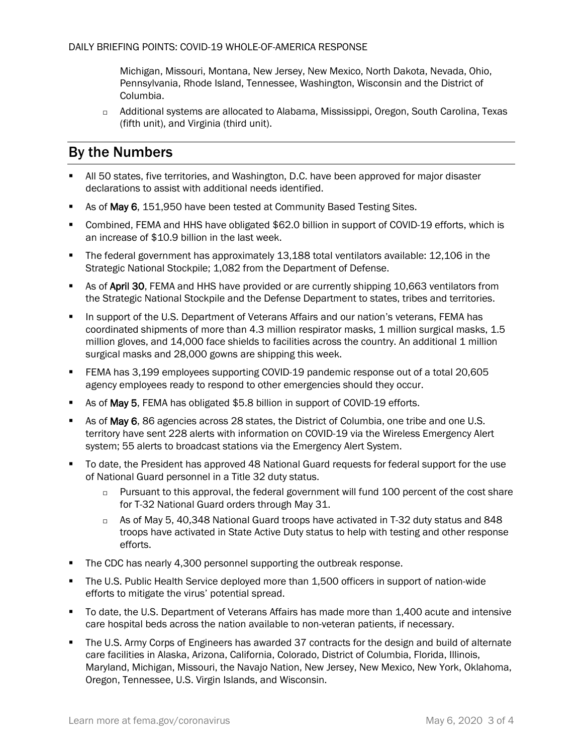Michigan, Missouri, Montana, New Jersey, New Mexico, North Dakota, Nevada, Ohio, Pennsylvania, Rhode Island, Tennessee, Washington, Wisconsin and the District of Columbia.

  - Additional systems are allocated to Alabama, Mississippi, Oregon, South Carolina, Texas (fifth unit), and Virginia (third unit).

## By the Numbers

- All 50 states, five territories, and Washington, D.C. have been approved for major disaster declarations to assist with additional needs identified.
- As of **May 6**, 151,950 have been tested at Community Based Testing Sites.
- Combined, FEMA and HHS have obligated $62.0 billion in support of COVID-19 efforts, which is an increase of $10.9 billion in the last week.
- The federal government has approximately 13,188 total ventilators available: 12,106 in the Strategic National Stockpile; 1,082 from the Department of Defense.
- As of **April 30**, FEMA and HHS have provided or are currently shipping 10,663 ventilators from the Strategic National Stockpile and the Defense Department to states, tribes and territories.
- In support of the U.S. Department of Veterans Affairs and our nation's veterans, FEMA has coordinated shipments of more than 4.3 million respirator masks, 1 million surgical masks, 1.5 million gloves, and 14,000 face shields to facilities across the country. An additional 1 million surgical masks and 28,000 gowns are shipping this week.
- FEMA has 3,199 employees supporting COVID-19 pandemic response out of a total 20,605 agency employees ready to respond to other emergencies should they occur.
- As of **May 5**, FEMA has obligated $5.8 billion in support of COVID-19 efforts.
- As of **May 6**, 86 agencies across 28 states, the District of Columbia, one tribe and one U.S. territory have sent 228 alerts with information on COVID-19 via the Wireless Emergency Alert system; 55 alerts to broadcast stations via the Emergency Alert System.
- To date, the President has approved 48 National Guard requests for federal support for the use of National Guard personnel in a Title 32 duty status.
  - Pursuant to this approval, the federal government will fund 100 percent of the cost share for T-32 National Guard orders through May 31.
  - As of May 5, 40,348 National Guard troops have activated in T-32 duty status and 848 troops have activated in State Active Duty status to help with testing and other response efforts.
- The CDC has nearly 4,300 personnel supporting the outbreak response.
- The U.S. Public Health Service deployed more than 1,500 officers in support of nation-wide efforts to mitigate the virus' potential spread.
- To date, the U.S. Department of Veterans Affairs has made more than 1,400 acute and intensive care hospital beds across the nation available to non-veteran patients, if necessary.
- The U.S. Army Corps of Engineers has awarded 37 contracts for the design and build of alternate care facilities in Alaska, Arizona, California, Colorado, District of Columbia, Florida, Illinois, Maryland, Michigan, Missouri, the Navajo Nation, New Jersey, New Mexico, New York, Oklahoma, Oregon, Tennessee, U.S. Virgin Islands, and Wisconsin.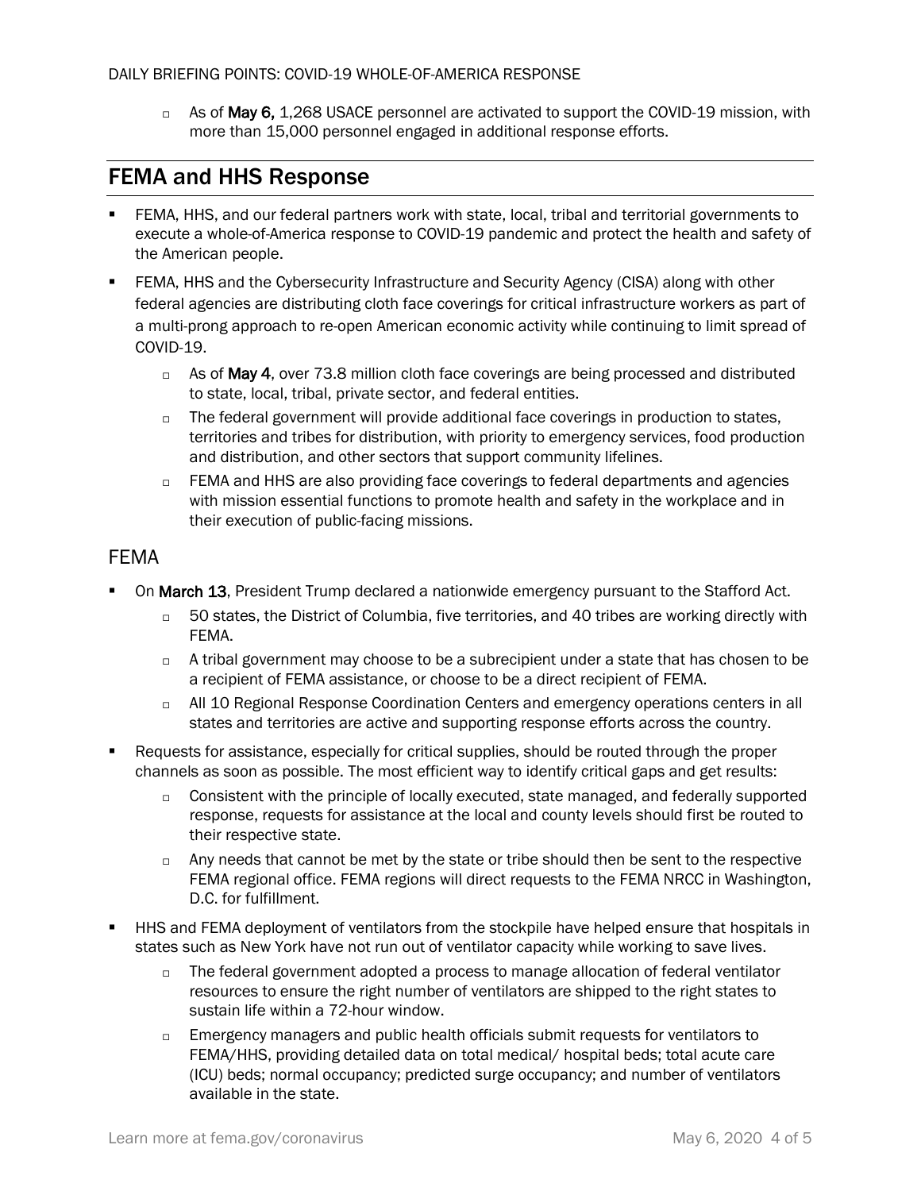- As of **May 6,** 1,268 USACE personnel are activated to support the COVID-19 mission, with more than 15,000 personnel engaged in additional response efforts.

## FEMA and HHS Response

- FEMA, HHS, and our federal partners work with state, local, tribal and territorial governments to execute a whole-of-America response to COVID-19 pandemic and protect the health and safety of the American people.
- FEMA, HHS and the Cybersecurity Infrastructure and Security Agency (CISA) along with other federal agencies are distributing cloth face coverings for critical infrastructure workers as part of a multi-prong approach to re-open American economic activity while continuing to limit spread of COVID-19.
  - As of **May 4**, over 73.8 million cloth face coverings are being processed and distributed to state, local, tribal, private sector, and federal entities.
  - The federal government will provide additional face coverings in production to states, territories and tribes for distribution, with priority to emergency services, food production and distribution, and other sectors that support community lifelines.
  - FEMA and HHS are also providing face coverings to federal departments and agencies with mission essential functions to promote health and safety in the workplace and in their execution of public-facing missions.

### FEMA

- On **March 13**, President Trump declared a nationwide emergency pursuant to the Stafford Act.
  - 50 states, the District of Columbia, five territories, and 40 tribes are working directly with FEMA.
  - A tribal government may choose to be a subrecipient under a state that has chosen to be a recipient of FEMA assistance, or choose to be a direct recipient of FEMA.
  - All 10 Regional Response Coordination Centers and emergency operations centers in all states and territories are active and supporting response efforts across the country.
- Requests for assistance, especially for critical supplies, should be routed through the proper channels as soon as possible. The most efficient way to identify critical gaps and get results:
  - Consistent with the principle of locally executed, state managed, and federally supported response, requests for assistance at the local and county levels should first be routed to their respective state.
  - Any needs that cannot be met by the state or tribe should then be sent to the respective FEMA regional office. FEMA regions will direct requests to the FEMA NRCC in Washington, D.C. for fulfillment.
- HHS and FEMA deployment of ventilators from the stockpile have helped ensure that hospitals in states such as New York have not run out of ventilator capacity while working to save lives.
  - The federal government adopted a process to manage allocation of federal ventilator resources to ensure the right number of ventilators are shipped to the right states to sustain life within a 72-hour window.
  - Emergency managers and public health officials submit requests for ventilators to FEMA/HHS, providing detailed data on total medical/ hospital beds; total acute care (ICU) beds; normal occupancy; predicted surge occupancy; and number of ventilators available in the state.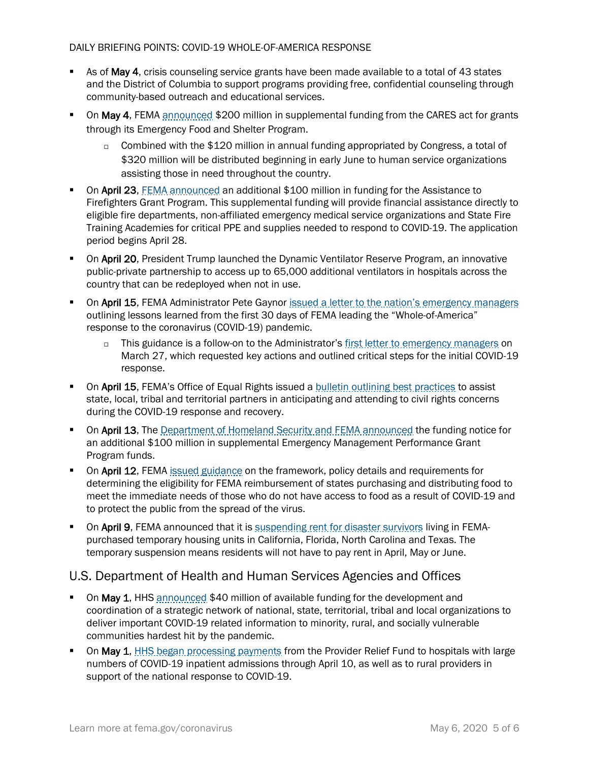- As of **May 4**, crisis counseling service grants have been made available to a total of 43 states and the District of Columbia to support programs providing free, confidential counseling through community-based outreach and educational services.
- On **May 4**, FEMA announced $200 million in supplemental funding from the CARES act for grants through its Emergency Food and Shelter Program.
  - Combined with the $120 million in annual funding appropriated by Congress, a total of $320 million will be distributed beginning in early June to human service organizations assisting those in need throughout the country.
- On **April 23**, FEMA announced an additional $100 million in funding for the Assistance to Firefighters Grant Program. This supplemental funding will provide financial assistance directly to eligible fire departments, non-affiliated emergency medical service organizations and State Fire Training Academies for critical PPE and supplies needed to respond to COVID-19. The application period begins April 28.
- On **April 20**, President Trump launched the Dynamic Ventilator Reserve Program, an innovative public-private partnership to access up to 65,000 additional ventilators in hospitals across the country that can be redeployed when not in use.
- On **April 15**, FEMA Administrator Pete Gaynor issued a letter to the nation's emergency managers outlining lessons learned from the first 30 days of FEMA leading the "Whole-of-America" response to the coronavirus (COVID-19) pandemic.
  - This guidance is a follow-on to the Administrator's first letter to emergency managers on March 27, which requested key actions and outlined critical steps for the initial COVID-19 response.
- On **April 15**, FEMA's Office of Equal Rights issued a bulletin outlining best practices to assist state, local, tribal and territorial partners in anticipating and attending to civil rights concerns during the COVID-19 response and recovery.
- On **April 13**, The Department of Homeland Security and FEMA announced the funding notice for an additional $100 million in supplemental Emergency Management Performance Grant Program funds.
- On **April 12**, FEMA issued guidance on the framework, policy details and requirements for determining the eligibility for FEMA reimbursement of states purchasing and distributing food to meet the immediate needs of those who do not have access to food as a result of COVID-19 and to protect the public from the spread of the virus.
- On **April 9**, FEMA announced that it is suspending rent for disaster survivors living in FEMA-purchased temporary housing units in California, Florida, North Carolina and Texas. The temporary suspension means residents will not have to pay rent in April, May or June.

## U.S. Department of Health and Human Services Agencies and Offices

- On **May 1**, HHS announced $40 million of available funding for the development and coordination of a strategic network of national, state, territorial, tribal and local organizations to deliver important COVID-19 related information to minority, rural, and socially vulnerable communities hardest hit by the pandemic.
- On **May 1**, HHS began processing payments from the Provider Relief Fund to hospitals with large numbers of COVID-19 inpatient admissions through April 10, as well as to rural providers in support of the national response to COVID-19.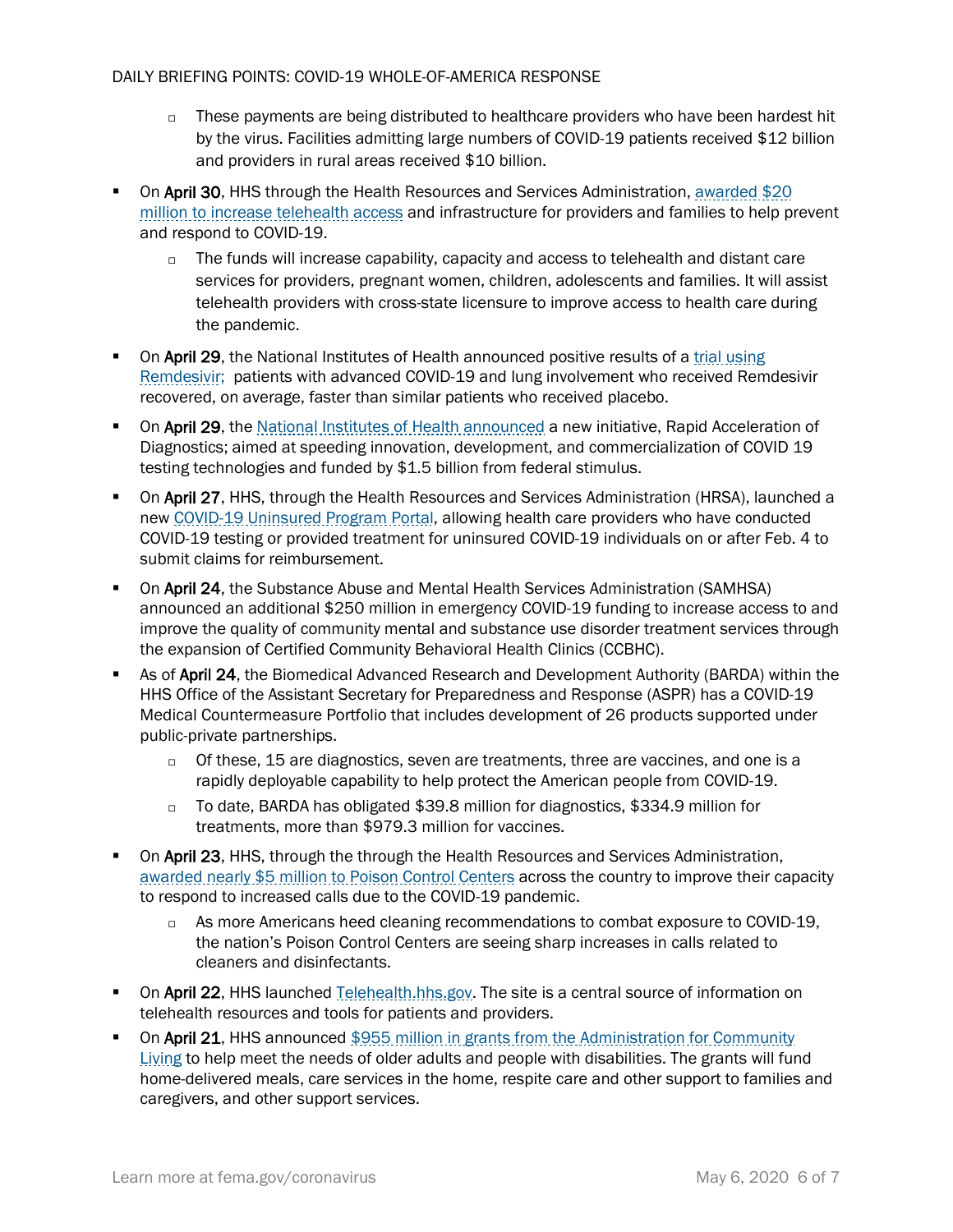- These payments are being distributed to healthcare providers who have been hardest hit by the virus. Facilities admitting large numbers of COVID-19 patients received $12 billion and providers in rural areas received $10 billion.

- On **April 30**, HHS through the Health Resources and Services Administration, awarded $20 million to increase telehealth access and infrastructure for providers and families to help prevent and respond to COVID-19.
  - The funds will increase capability, capacity and access to telehealth and distant care services for providers, pregnant women, children, adolescents and families. It will assist telehealth providers with cross-state licensure to improve access to health care during the pandemic.

- On **April 29**, the National Institutes of Health announced positive results of a trial using Remdesivir; patients with advanced COVID-19 and lung involvement who received Remdesivir recovered, on average, faster than similar patients who received placebo.

- On **April 29**, the National Institutes of Health announced a new initiative, Rapid Acceleration of Diagnostics; aimed at speeding innovation, development, and commercialization of COVID 19 testing technologies and funded by $1.5 billion from federal stimulus.

- On **April 27**, HHS, through the Health Resources and Services Administration (HRSA), launched a new COVID-19 Uninsured Program Portal, allowing health care providers who have conducted COVID-19 testing or provided treatment for uninsured COVID-19 individuals on or after Feb. 4 to submit claims for reimbursement.

- On **April 24**, the Substance Abuse and Mental Health Services Administration (SAMHSA) announced an additional $250 million in emergency COVID-19 funding to increase access to and improve the quality of community mental and substance use disorder treatment services through the expansion of Certified Community Behavioral Health Clinics (CCBHC).

- As of **April 24**, the Biomedical Advanced Research and Development Authority (BARDA) within the HHS Office of the Assistant Secretary for Preparedness and Response (ASPR) has a COVID-19 Medical Countermeasure Portfolio that includes development of 26 products supported under public-private partnerships.
  - Of these, 15 are diagnostics, seven are treatments, three are vaccines, and one is a rapidly deployable capability to help protect the American people from COVID-19.
  - To date, BARDA has obligated $39.8 million for diagnostics, $334.9 million for treatments, more than $979.3 million for vaccines.

- On **April 23**, HHS, through the through the Health Resources and Services Administration, awarded nearly $5 million to Poison Control Centers across the country to improve their capacity to respond to increased calls due to the COVID-19 pandemic.
  - As more Americans heed cleaning recommendations to combat exposure to COVID-19, the nation's Poison Control Centers are seeing sharp increases in calls related to cleaners and disinfectants.

- On **April 22**, HHS launched Telehealth.hhs.gov. The site is a central source of information on telehealth resources and tools for patients and providers.

- On **April 21**, HHS announced $955 million in grants from the Administration for Community Living to help meet the needs of older adults and people with disabilities. The grants will fund home-delivered meals, care services in the home, respite care and other support to families and caregivers, and other support services.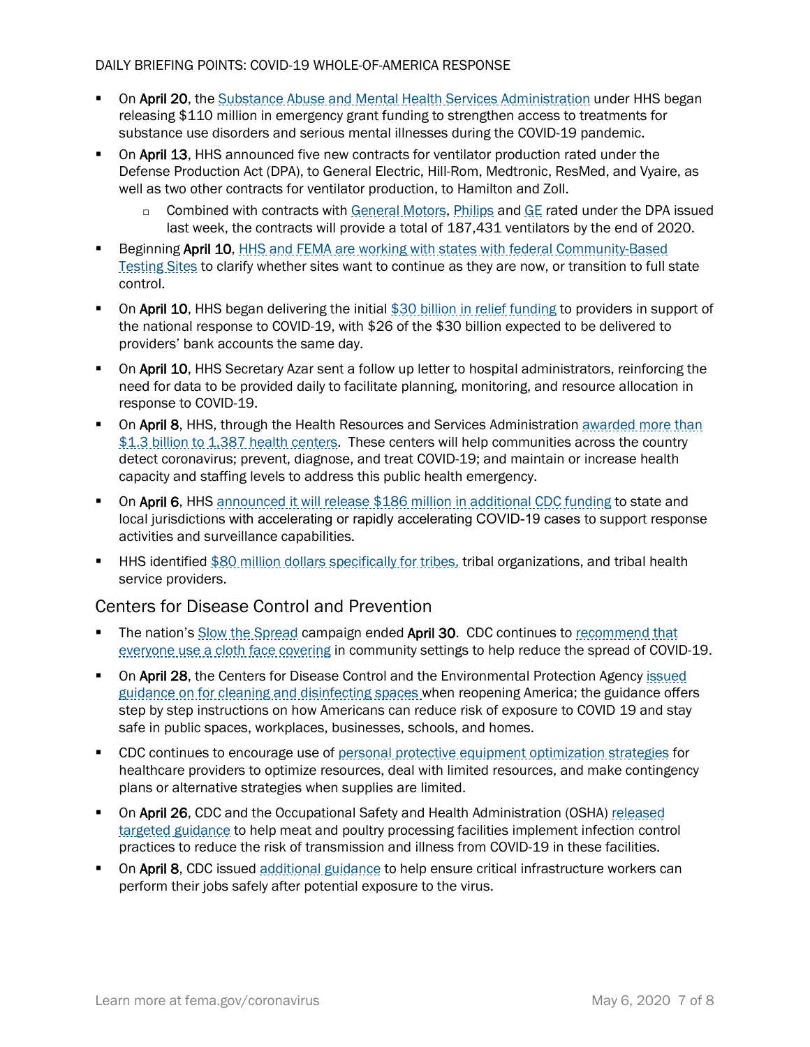- On **April 20**, the Substance Abuse and Mental Health Services Administration under HHS began releasing $110 million in emergency grant funding to strengthen access to treatments for substance use disorders and serious mental illnesses during the COVID-19 pandemic.
- On **April 13**, HHS announced five new contracts for ventilator production rated under the Defense Production Act (DPA), to General Electric, Hill-Rom, Medtronic, ResMed, and Vyaire, as well as two other contracts for ventilator production, to Hamilton and Zoll.
  - Combined with contracts with General Motors, Philips and GE rated under the DPA issued last week, the contracts will provide a total of 187,431 ventilators by the end of 2020.
- Beginning **April 10**, HHS and FEMA are working with states with federal Community-Based Testing Sites to clarify whether sites want to continue as they are now, or transition to full state control.
- On **April 10**, HHS began delivering the initial $30 billion in relief funding to providers in support of the national response to COVID-19, with $26 of the $30 billion expected to be delivered to providers' bank accounts the same day.
- On **April 10**, HHS Secretary Azar sent a follow up letter to hospital administrators, reinforcing the need for data to be provided daily to facilitate planning, monitoring, and resource allocation in response to COVID-19.
- On **April 8**, HHS, through the Health Resources and Services Administration awarded more than $1.3 billion to 1,387 health centers. These centers will help communities across the country detect coronavirus; prevent, diagnose, and treat COVID-19; and maintain or increase health capacity and staffing levels to address this public health emergency.
- On **April 6**, HHS announced it will release $186 million in additional CDC funding to state and local jurisdictions with accelerating or rapidly accelerating COVID-19 cases to support response activities and surveillance capabilities.
- HHS identified $80 million dollars specifically for tribes, tribal organizations, and tribal health service providers.

## Centers for Disease Control and Prevention

- The nation's Slow the Spread campaign ended **April 30**. CDC continues to recommend that everyone use a cloth face covering in community settings to help reduce the spread of COVID-19.
- On **April 28**, the Centers for Disease Control and the Environmental Protection Agency issued guidance on for cleaning and disinfecting spaces when reopening America; the guidance offers step by step instructions on how Americans can reduce risk of exposure to COVID 19 and stay safe in public spaces, workplaces, businesses, schools, and homes.
- CDC continues to encourage use of personal protective equipment optimization strategies for healthcare providers to optimize resources, deal with limited resources, and make contingency plans or alternative strategies when supplies are limited.
- On **April 26**, CDC and the Occupational Safety and Health Administration (OSHA) released targeted guidance to help meat and poultry processing facilities implement infection control practices to reduce the risk of transmission and illness from COVID-19 in these facilities.
- On **April 8**, CDC issued additional guidance to help ensure critical infrastructure workers can perform their jobs safely after potential exposure to the virus.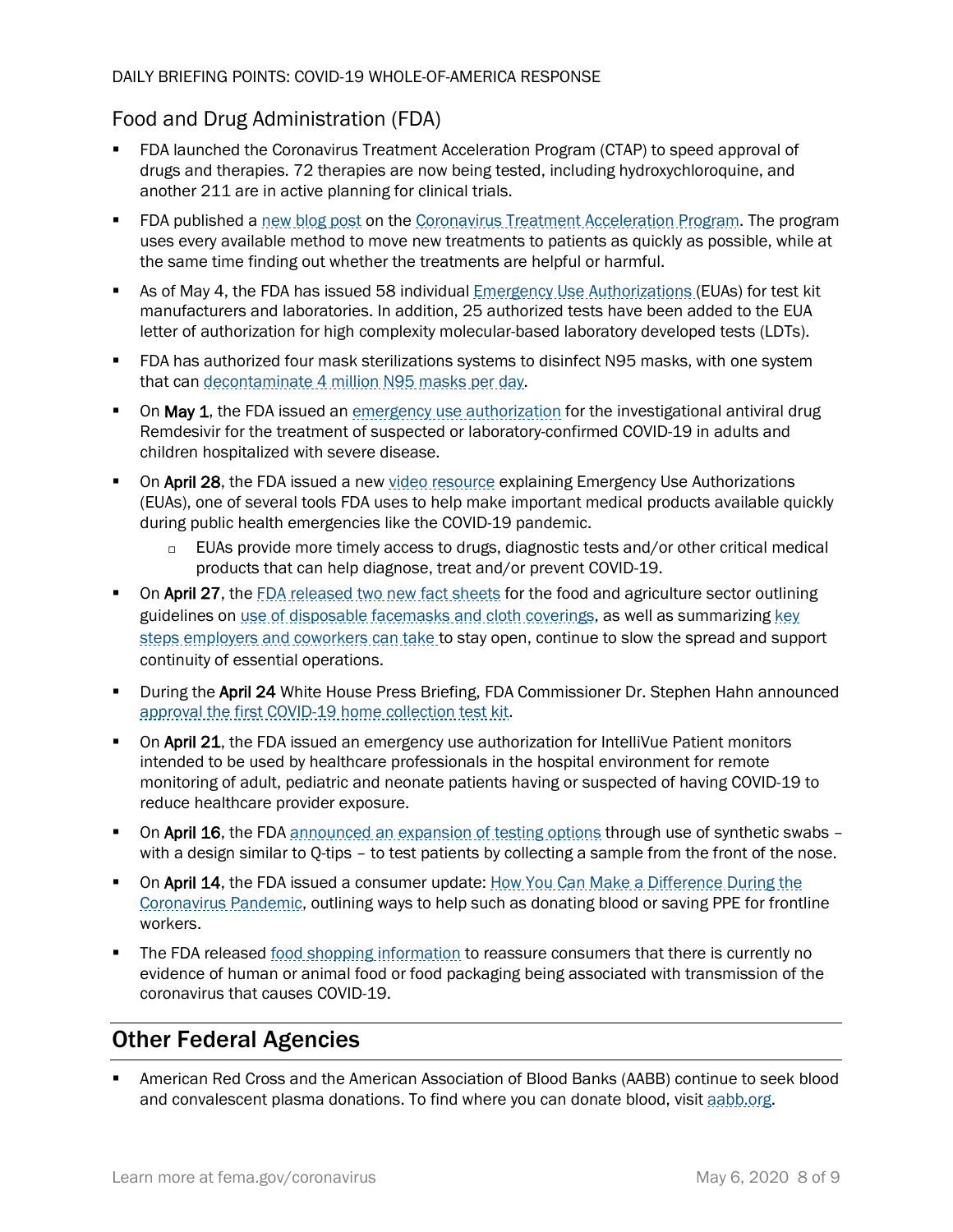## Food and Drug Administration (FDA)

- FDA launched the Coronavirus Treatment Acceleration Program (CTAP) to speed approval of drugs and therapies. 72 therapies are now being tested, including hydroxychloroquine, and another 211 are in active planning for clinical trials.
- FDA published a new blog post on the Coronavirus Treatment Acceleration Program. The program uses every available method to move new treatments to patients as quickly as possible, while at the same time finding out whether the treatments are helpful or harmful.
- As of May 4, the FDA has issued 58 individual Emergency Use Authorizations (EUAs) for test kit manufacturers and laboratories. In addition, 25 authorized tests have been added to the EUA letter of authorization for high complexity molecular-based laboratory developed tests (LDTs).
- FDA has authorized four mask sterilizations systems to disinfect N95 masks, with one system that can decontaminate 4 million N95 masks per day.
- On **May 1**, the FDA issued an emergency use authorization for the investigational antiviral drug Remdesivir for the treatment of suspected or laboratory-confirmed COVID-19 in adults and children hospitalized with severe disease.
- On **April 28**, the FDA issued a new video resource explaining Emergency Use Authorizations (EUAs), one of several tools FDA uses to help make important medical products available quickly during public health emergencies like the COVID-19 pandemic.
  - EUAs provide more timely access to drugs, diagnostic tests and/or other critical medical products that can help diagnose, treat and/or prevent COVID-19.
- On **April 27**, the FDA released two new fact sheets for the food and agriculture sector outlining guidelines on use of disposable facemasks and cloth coverings, as well as summarizing key steps employers and coworkers can take to stay open, continue to slow the spread and support continuity of essential operations.
- During the **April 24** White House Press Briefing, FDA Commissioner Dr. Stephen Hahn announced approval the first COVID-19 home collection test kit.
- On **April 21**, the FDA issued an emergency use authorization for IntelliVue Patient monitors intended to be used by healthcare professionals in the hospital environment for remote monitoring of adult, pediatric and neonate patients having or suspected of having COVID-19 to reduce healthcare provider exposure.
- On **April 16**, the FDA announced an expansion of testing options through use of synthetic swabs – with a design similar to Q-tips – to test patients by collecting a sample from the front of the nose.
- On **April 14**, the FDA issued a consumer update: How You Can Make a Difference During the Coronavirus Pandemic, outlining ways to help such as donating blood or saving PPE for frontline workers.
- The FDA released food shopping information to reassure consumers that there is currently no evidence of human or animal food or food packaging being associated with transmission of the coronavirus that causes COVID-19.

# Other Federal Agencies

- American Red Cross and the American Association of Blood Banks (AABB) continue to seek blood and convalescent plasma donations. To find where you can donate blood, visit aabb.org.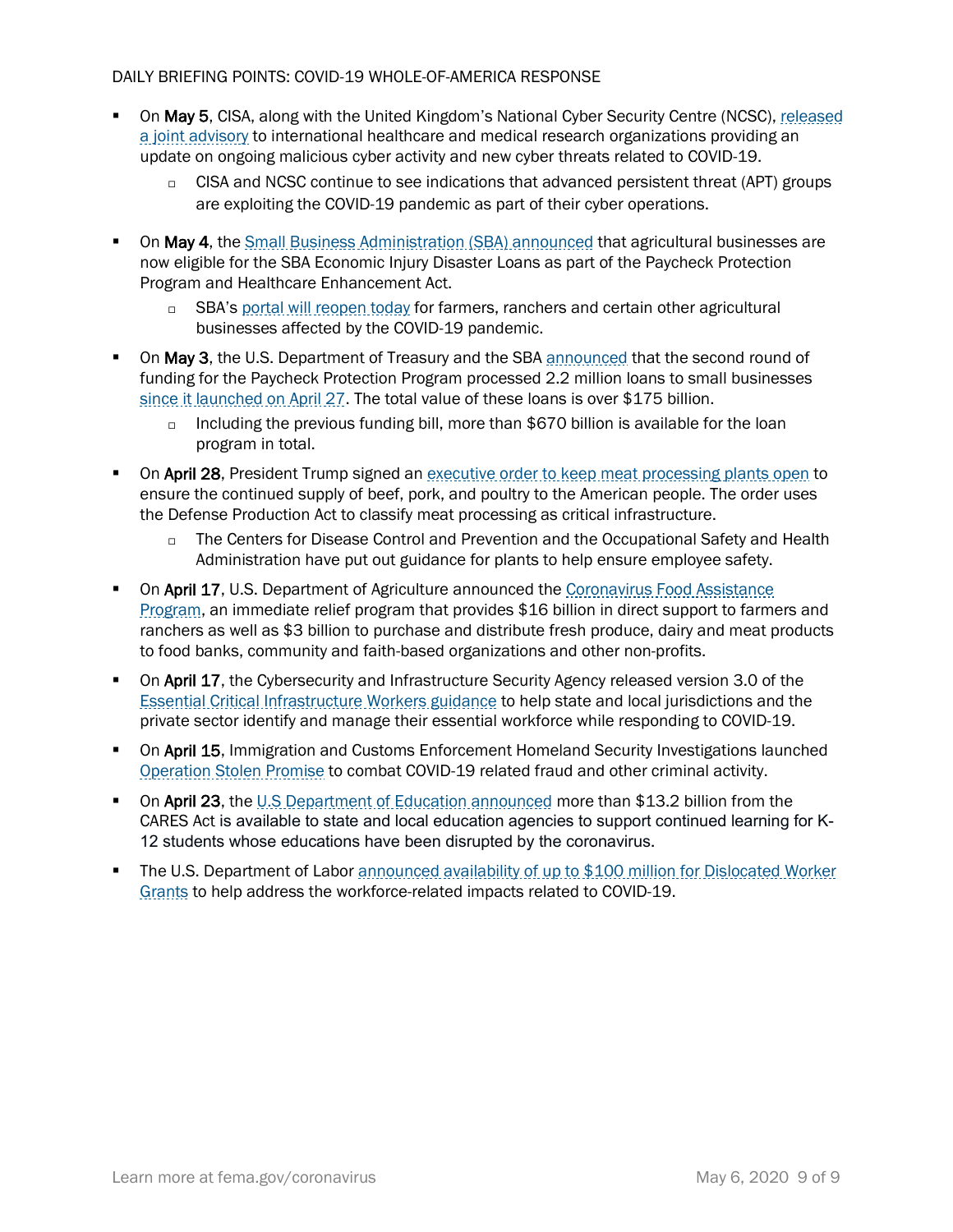- On **May 5**, CISA, along with the United Kingdom's National Cyber Security Centre (NCSC), released a joint advisory to international healthcare and medical research organizations providing an update on ongoing malicious cyber activity and new cyber threats related to COVID-19.
  - CISA and NCSC continue to see indications that advanced persistent threat (APT) groups are exploiting the COVID-19 pandemic as part of their cyber operations.
- On **May 4**, the Small Business Administration (SBA) announced that agricultural businesses are now eligible for the SBA Economic Injury Disaster Loans as part of the Paycheck Protection Program and Healthcare Enhancement Act.
  - SBA's portal will reopen today for farmers, ranchers and certain other agricultural businesses affected by the COVID-19 pandemic.
- On **May 3**, the U.S. Department of Treasury and the SBA announced that the second round of funding for the Paycheck Protection Program processed 2.2 million loans to small businesses since it launched on April 27. The total value of these loans is over $175 billion.
  - Including the previous funding bill, more than $670 billion is available for the loan program in total.
- On **April 28**, President Trump signed an executive order to keep meat processing plants open to ensure the continued supply of beef, pork, and poultry to the American people. The order uses the Defense Production Act to classify meat processing as critical infrastructure.
  - The Centers for Disease Control and Prevention and the Occupational Safety and Health Administration have put out guidance for plants to help ensure employee safety.
- On **April 17**, U.S. Department of Agriculture announced the Coronavirus Food Assistance Program, an immediate relief program that provides $16 billion in direct support to farmers and ranchers as well as $3 billion to purchase and distribute fresh produce, dairy and meat products to food banks, community and faith-based organizations and other non-profits.
- On **April 17**, the Cybersecurity and Infrastructure Security Agency released version 3.0 of the Essential Critical Infrastructure Workers guidance to help state and local jurisdictions and the private sector identify and manage their essential workforce while responding to COVID-19.
- On **April 15**, Immigration and Customs Enforcement Homeland Security Investigations launched Operation Stolen Promise to combat COVID-19 related fraud and other criminal activity.
- On **April 23**, the U.S Department of Education announced more than $13.2 billion from the CARES Act is available to state and local education agencies to support continued learning for K-12 students whose educations have been disrupted by the coronavirus.
- The U.S. Department of Labor announced availability of up to $100 million for Dislocated Worker Grants to help address the workforce-related impacts related to COVID-19.